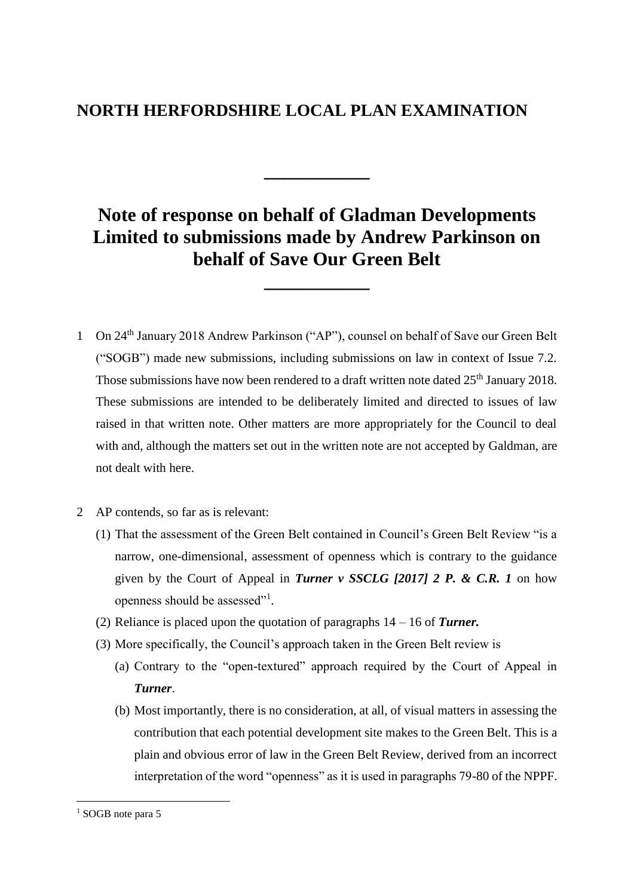# NORTH HERFORDSHIRE LOCAL PLAN EXAMINATION

---

## Note of response on behalf of Gladman Developments Limited to submissions made by Andrew Parkinson on behalf of Save Our Green Belt

---

1 On 24th January 2018 Andrew Parkinson ("AP"), counsel on behalf of Save our Green Belt ("SOGB") made new submissions, including submissions on law in context of Issue 7.2. Those submissions have now been rendered to a draft written note dated 25th January 2018. These submissions are intended to be deliberately limited and directed to issues of law raised in that written note. Other matters are more appropriately for the Council to deal with and, although the matters set out in the written note are not accepted by Galdman, are not dealt with here.

2 AP contends, so far as is relevant:

(1) That the assessment of the Green Belt contained in Council's Green Belt Review "is a narrow, one-dimensional, assessment of openness which is contrary to the guidance given by the Court of Appeal in ***Turner v SSCLG [2017] 2 P. & C.R. 1*** on how openness should be assessed"[1].

(2) Reliance is placed upon the quotation of paragraphs 14 – 16 of ***Turner.***

(3) More specifically, the Council's approach taken in the Green Belt review is

(a) Contrary to the "open-textured" approach required by the Court of Appeal in ***Turner***.

(b) Most importantly, there is no consideration, at all, of visual matters in assessing the contribution that each potential development site makes to the Green Belt. This is a plain and obvious error of law in the Green Belt Review, derived from an incorrect interpretation of the word "openness" as it is used in paragraphs 79-80 of the NPPF.

[1] SOGB note para 5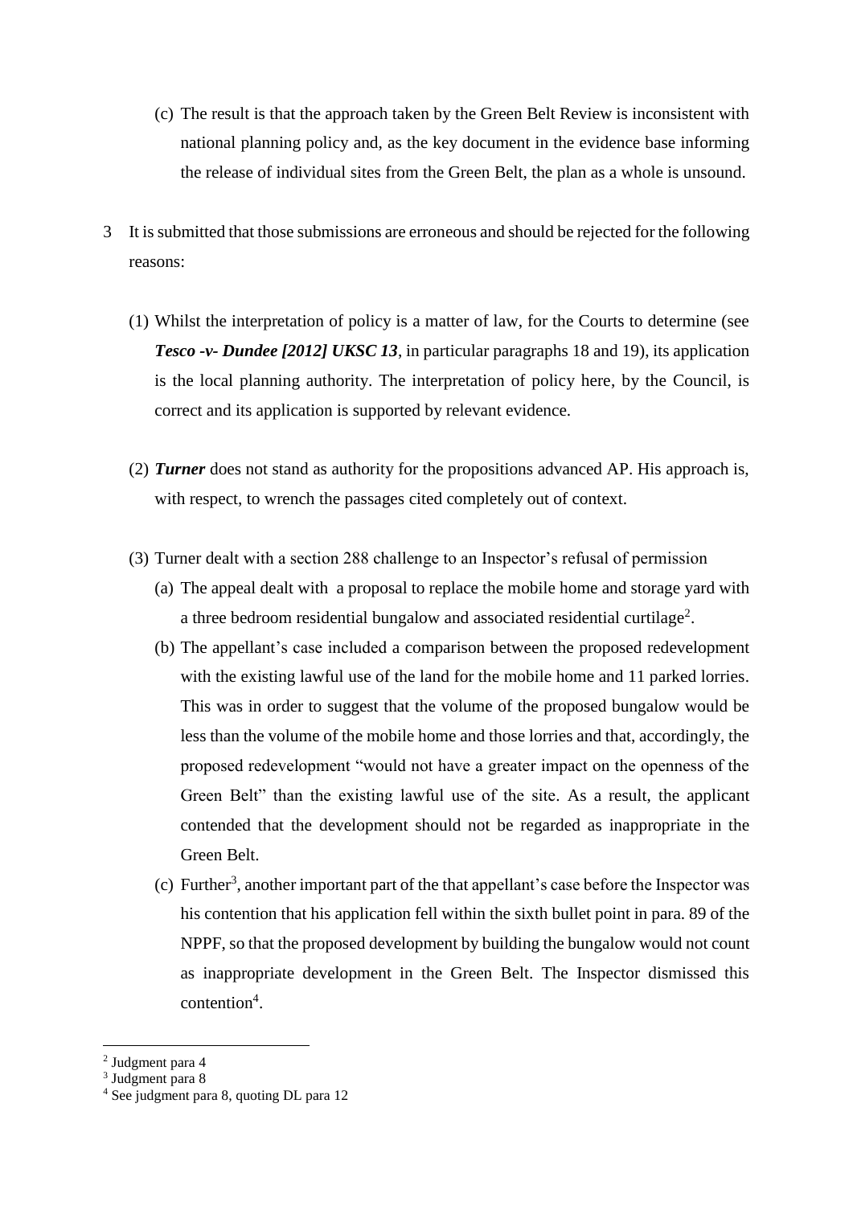(c) The result is that the approach taken by the Green Belt Review is inconsistent with national planning policy and, as the key document in the evidence base informing the release of individual sites from the Green Belt, the plan as a whole is unsound.

3 It is submitted that those submissions are erroneous and should be rejected for the following reasons:

(1) Whilst the interpretation of policy is a matter of law, for the Courts to determine (see ***Tesco -v- Dundee [2012] UKSC 13***, in particular paragraphs 18 and 19), its application is the local planning authority. The interpretation of policy here, by the Council, is correct and its application is supported by relevant evidence.

(2) ***Turner*** does not stand as authority for the propositions advanced AP. His approach is, with respect, to wrench the passages cited completely out of context.

(3) Turner dealt with a section 288 challenge to an Inspector's refusal of permission

(a) The appeal dealt with a proposal to replace the mobile home and storage yard with a three bedroom residential bungalow and associated residential curtilage[2].

(b) The appellant's case included a comparison between the proposed redevelopment with the existing lawful use of the land for the mobile home and 11 parked lorries. This was in order to suggest that the volume of the proposed bungalow would be less than the volume of the mobile home and those lorries and that, accordingly, the proposed redevelopment "would not have a greater impact on the openness of the Green Belt" than the existing lawful use of the site. As a result, the applicant contended that the development should not be regarded as inappropriate in the Green Belt.

(c) Further[3], another important part of the that appellant's case before the Inspector was his contention that his application fell within the sixth bullet point in para. 89 of the NPPF, so that the proposed development by building the bungalow would not count as inappropriate development in the Green Belt. The Inspector dismissed this contention[4].

---

[2] Judgment para 4

[3] Judgment para 8

[4] See judgment para 8, quoting DL para 12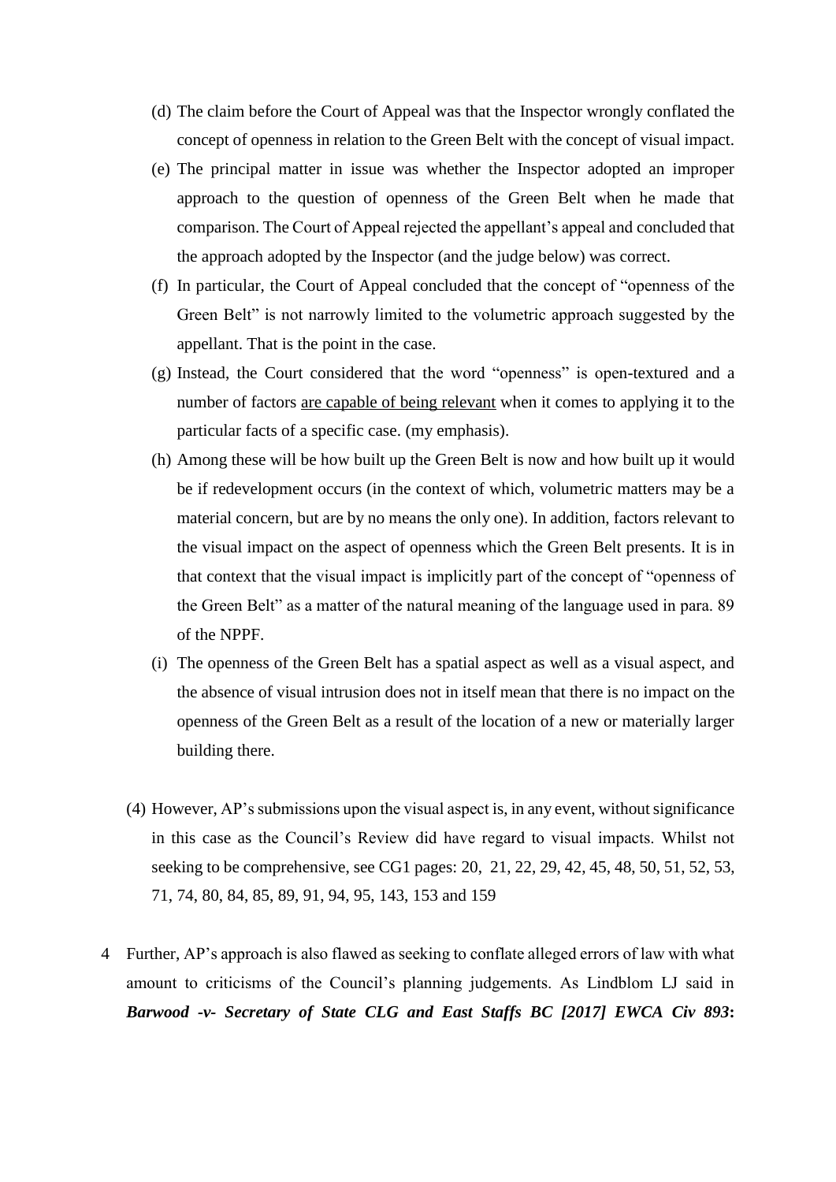(d) The claim before the Court of Appeal was that the Inspector wrongly conflated the concept of openness in relation to the Green Belt with the concept of visual impact.

(e) The principal matter in issue was whether the Inspector adopted an improper approach to the question of openness of the Green Belt when he made that comparison. The Court of Appeal rejected the appellant's appeal and concluded that the approach adopted by the Inspector (and the judge below) was correct.

(f) In particular, the Court of Appeal concluded that the concept of "openness of the Green Belt" is not narrowly limited to the volumetric approach suggested by the appellant. That is the point in the case.

(g) Instead, the Court considered that the word "openness" is open-textured and a number of factors <u>are capable of being relevant</u> when it comes to applying it to the particular facts of a specific case. (my emphasis).

(h) Among these will be how built up the Green Belt is now and how built up it would be if redevelopment occurs (in the context of which, volumetric matters may be a material concern, but are by no means the only one). In addition, factors relevant to the visual impact on the aspect of openness which the Green Belt presents. It is in that context that the visual impact is implicitly part of the concept of "openness of the Green Belt" as a matter of the natural meaning of the language used in para. 89 of the NPPF.

(i) The openness of the Green Belt has a spatial aspect as well as a visual aspect, and the absence of visual intrusion does not in itself mean that there is no impact on the openness of the Green Belt as a result of the location of a new or materially larger building there.

(4) However, AP's submissions upon the visual aspect is, in any event, without significance in this case as the Council's Review did have regard to visual impacts. Whilst not seeking to be comprehensive, see CG1 pages: 20, 21, 22, 29, 42, 45, 48, 50, 51, 52, 53, 71, 74, 80, 84, 85, 89, 91, 94, 95, 143, 153 and 159

4 Further, AP's approach is also flawed as seeking to conflate alleged errors of law with what amount to criticisms of the Council's planning judgements. As Lindblom LJ said in ***Barwood -v- Secretary of State CLG and East Staffs BC [2017] EWCA Civ 893*:**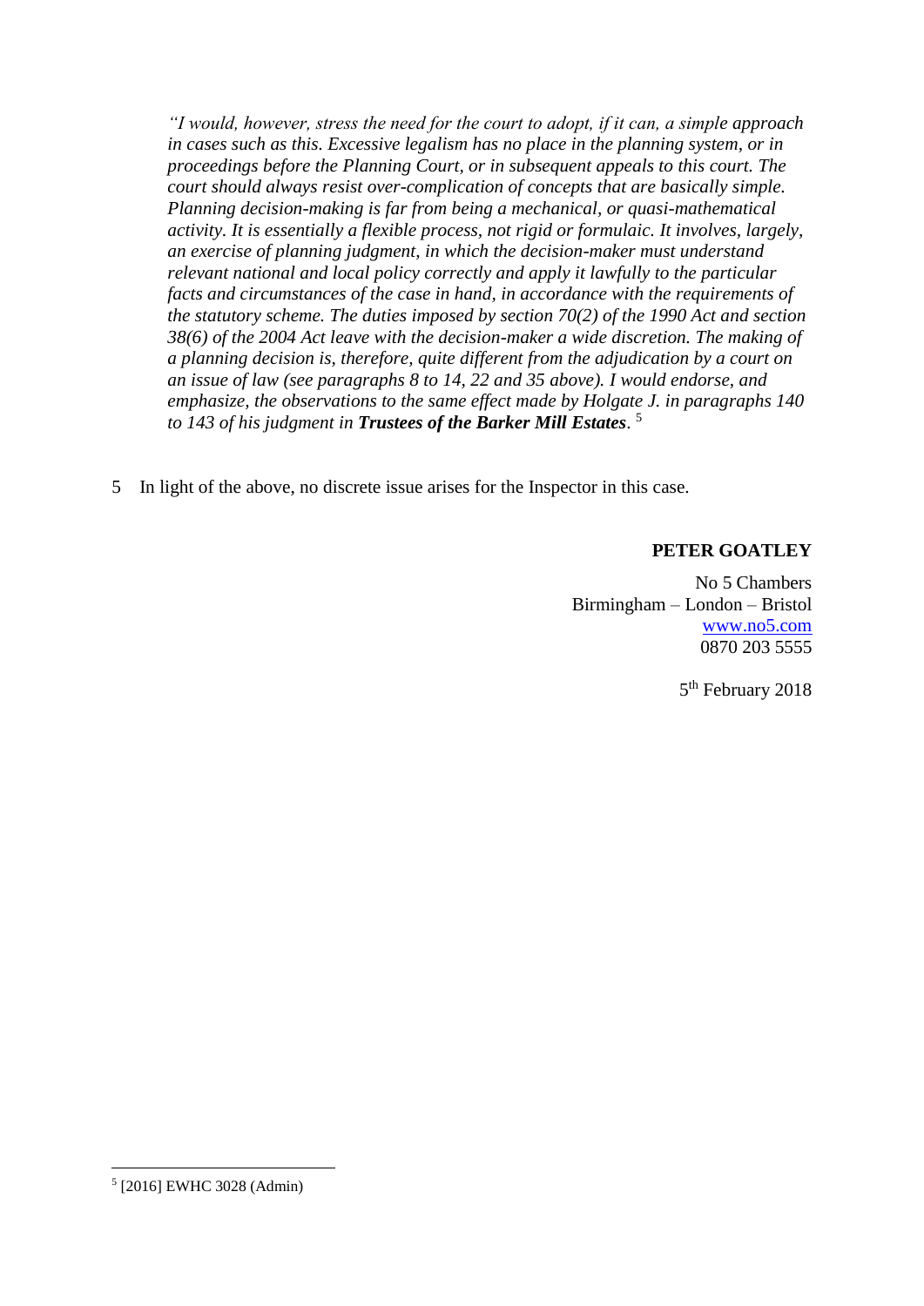> *"I would, however, stress the need for the court to adopt, if it can, a simple approach in cases such as this. Excessive legalism has no place in the planning system, or in proceedings before the Planning Court, or in subsequent appeals to this court. The court should always resist over-complication of concepts that are basically simple. Planning decision-making is far from being a mechanical, or quasi-mathematical activity. It is essentially a flexible process, not rigid or formulaic. It involves, largely, an exercise of planning judgment, in which the decision-maker must understand relevant national and local policy correctly and apply it lawfully to the particular facts and circumstances of the case in hand, in accordance with the requirements of the statutory scheme. The duties imposed by section 70(2) of the 1990 Act and section 38(6) of the 2004 Act leave with the decision-maker a wide discretion. The making of a planning decision is, therefore, quite different from the adjudication by a court on an issue of law (see paragraphs 8 to 14, 22 and 35 above). I would endorse, and emphasize, the observations to the same effect made by Holgate J. in paragraphs 140 to 143 of his judgment in* ***Trustees of the Barker Mill Estates****.* [5]

5 In light of the above, no discrete issue arises for the Inspector in this case.

**PETER GOATLEY**

No 5 Chambers
Birmingham – London – Bristol
www.no5.com
0870 203 5555

5th February 2018

---

[5] [2016] EWHC 3028 (Admin)